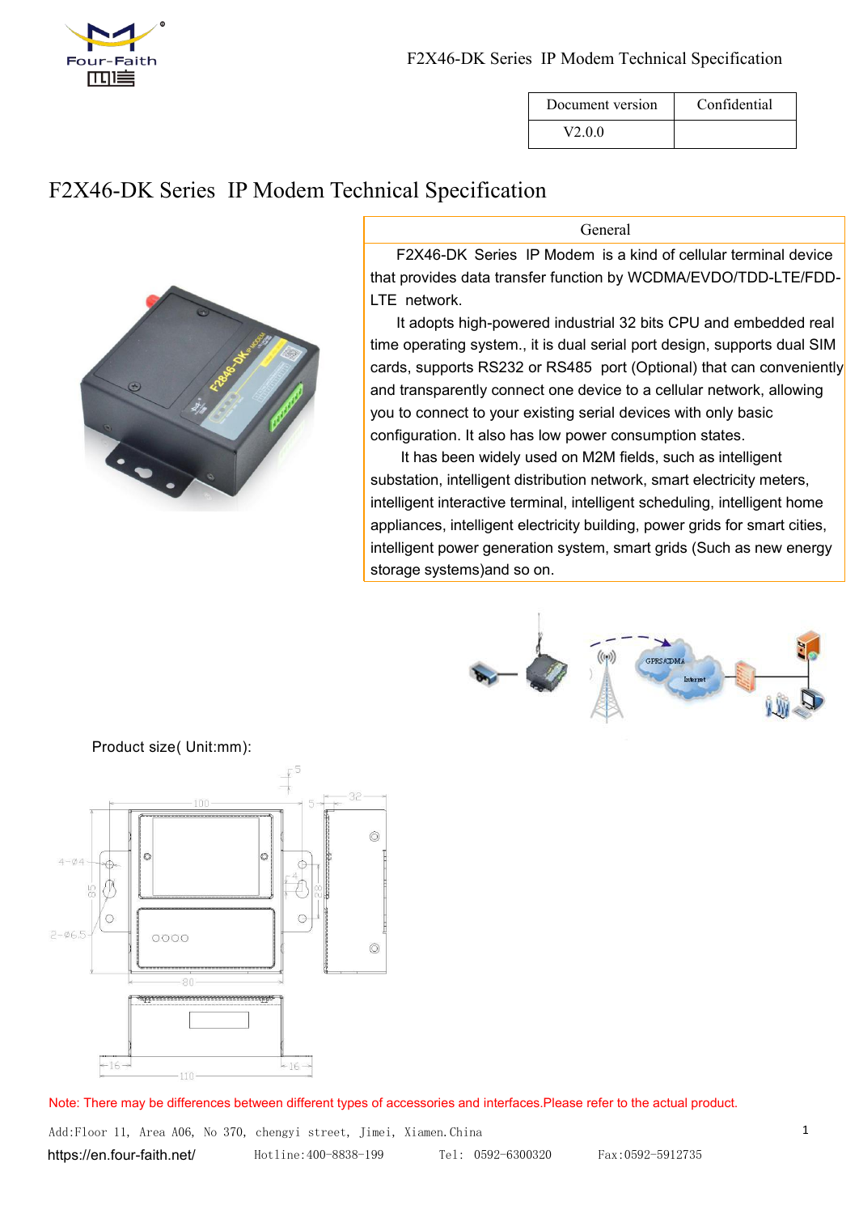| Document version | Confidential |
| --- | --- |
| V2.0.0 | |

# F2X46-DK Series IP Modem Technical Specification

| General |
| --- |
| F2X46-DK Series IP Modem is a kind of cellular terminal device that provides data transfer function by WCDMA/EVDO/TDD-LTE/FDD-LTE network. It adopts high-powered industrial 32 bits CPU and embedded real time operating system., it is dual serial port design, supports dual SIM cards, supports RS232 or RS485 port (Optional) that can conveniently and transparently connect one device to a cellular network, allowing you to connect to your existing serial devices with only basic configuration. It also has low power consumption states. It has been widely used on M2M fields, such as intelligent substation, intelligent distribution network, smart electricity meters, intelligent interactive terminal, intelligent scheduling, intelligent home appliances, intelligent electricity building, power grids for smart cities, intelligent power generation system, smart grids (Such as new energy storage systems)and so on. |

Product size( Unit:mm):

Note: There may be differences between different types of accessories and interfaces.Please refer to the actual product.

Add:Floor 11, Area A06, No 370, chengyi street, Jimei, Xiamen.China

https://en.four-faith.net/ Hotline:400-8838-199 Tel: 0592-6300320 Fax:0592-5912735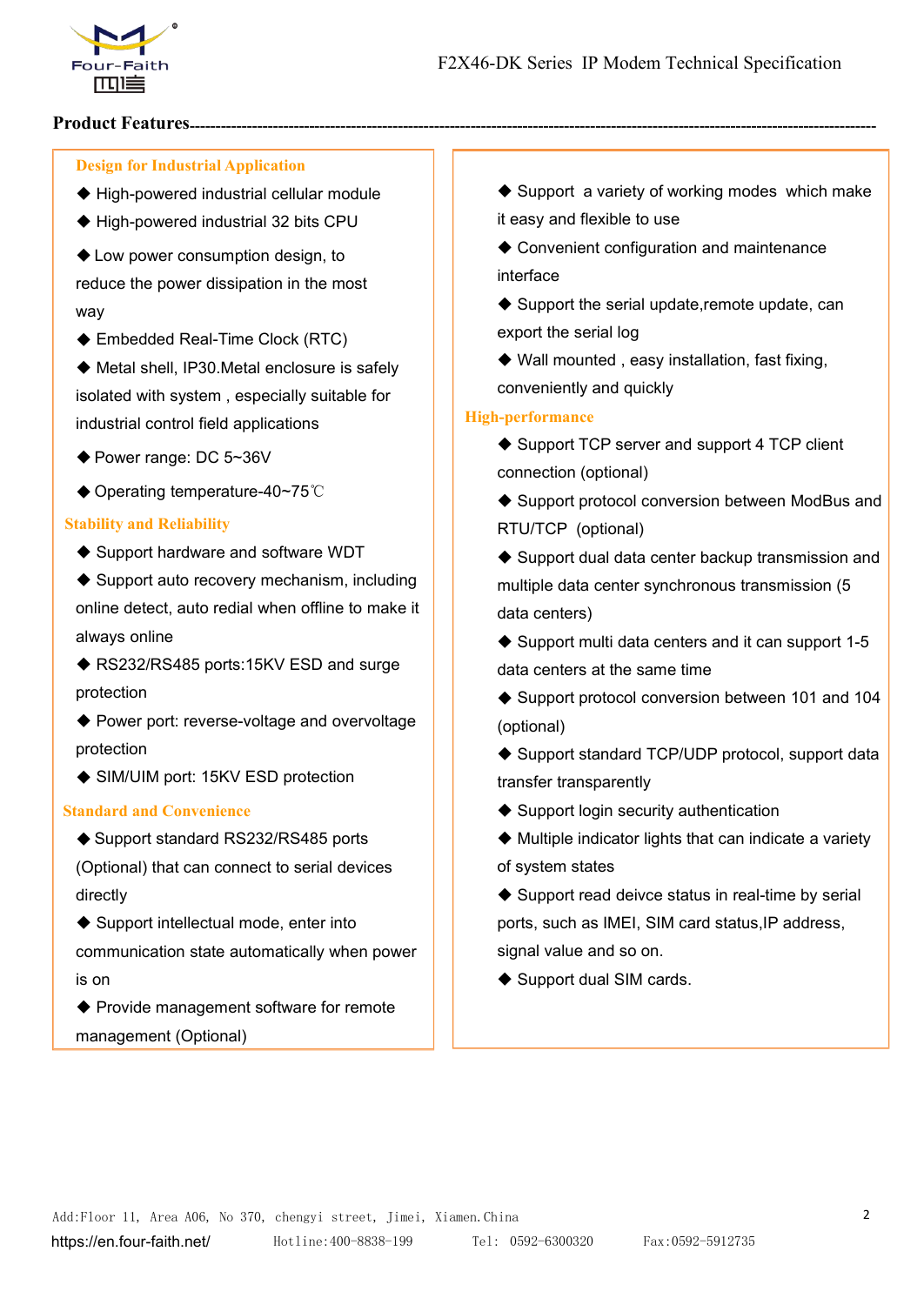## Product Features

### Design for Industrial Application

- ◆ High-powered industrial cellular module
- ◆ High-powered industrial 32 bits CPU
- ◆ Low power consumption design, to reduce the power dissipation in the most way
- ◆ Embedded Real-Time Clock (RTC)
- ◆ Metal shell, IP30.Metal enclosure is safely isolated with system , especially suitable for industrial control field applications
- ◆ Power range: DC 5~36V
- ◆ Operating temperature-40~75℃

### Stability and Reliability

- ◆ Support hardware and software WDT
- ◆ Support auto recovery mechanism, including online detect, auto redial when offline to make it always online
- ◆ RS232/RS485 ports:15KV ESD and surge protection
- ◆ Power port: reverse-voltage and overvoltage protection
- ◆ SIM/UIM port: 15KV ESD protection

### Standard and Convenience

- ◆ Support standard RS232/RS485 ports (Optional) that can connect to serial devices directly
- ◆ Support intellectual mode, enter into communication state automatically when power is on
- ◆ Provide management software for remote management (Optional)
- ◆ Support a variety of working modes which make it easy and flexible to use
- ◆ Convenient configuration and maintenance interface
- ◆ Support the serial update,remote update, can export the serial log
- ◆ Wall mounted , easy installation, fast fixing, conveniently and quickly

### High-performance

- ◆ Support TCP server and support 4 TCP client connection (optional)
- ◆ Support protocol conversion between ModBus and RTU/TCP (optional)
- ◆ Support dual data center backup transmission and multiple data center synchronous transmission (5 data centers)
- ◆ Support multi data centers and it can support 1-5 data centers at the same time
- ◆ Support protocol conversion between 101 and 104 (optional)
- ◆ Support standard TCP/UDP protocol, support data transfer transparently
- ◆ Support login security authentication
- ◆ Multiple indicator lights that can indicate a variety of system states
- ◆ Support read deivce status in real-time by serial ports, such as IMEI, SIM card status,IP address, signal value and so on.
- ◆ Support dual SIM cards.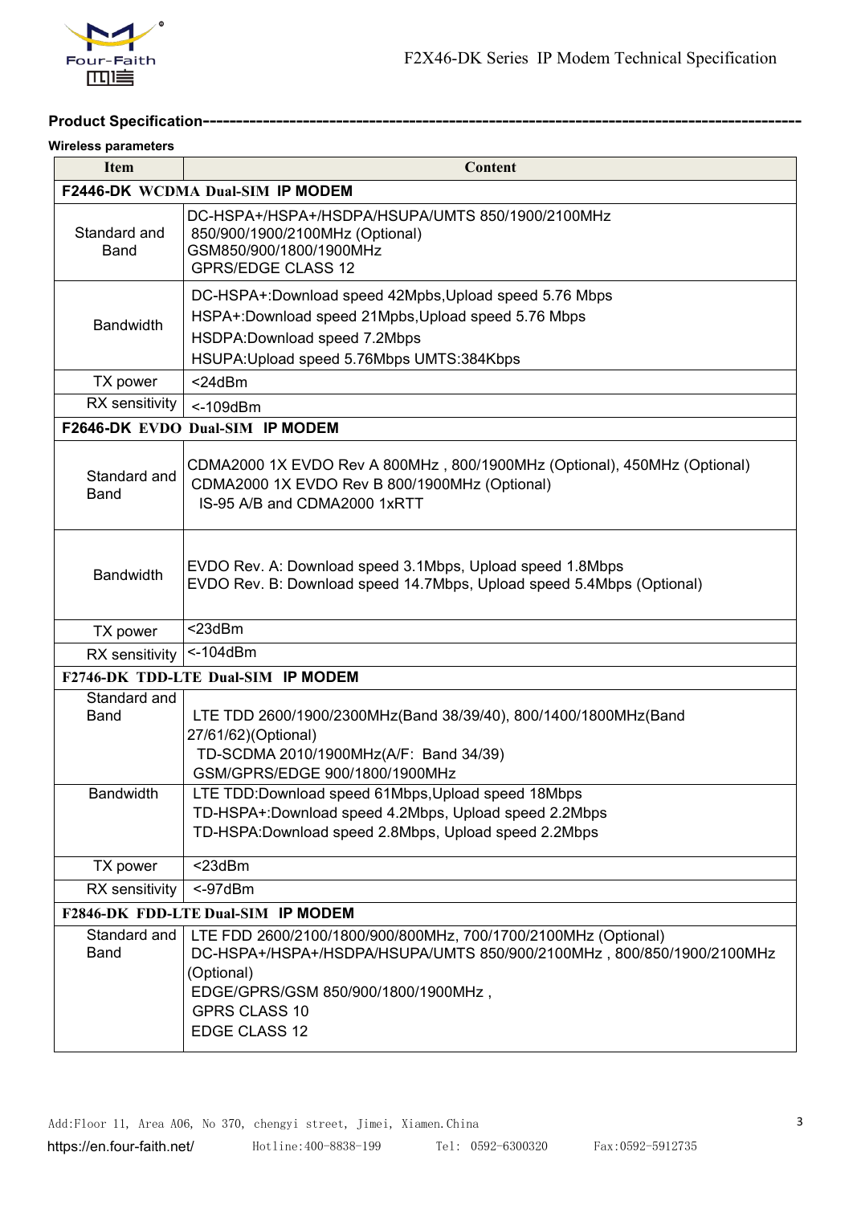**Product Specification**------------------------------------------------------------------------------------------

**Wireless parameters**

| Item | Content |
| --- | --- |
| **F2446-DK WCDMA Dual-SIM IP MODEM** | |
| Standard and Band | DC-HSPA+/HSPA+/HSDPA/HSUPA/UMTS 850/1900/2100MHz<br>850/900/1900/2100MHz (Optional)<br>GSM850/900/1800/1900MHz<br>GPRS/EDGE CLASS 12 |
| Bandwidth | DC-HSPA+:Download speed 42Mpbs,Upload speed 5.76 Mbps<br>HSPA+:Download speed 21Mpbs,Upload speed 5.76 Mbps<br>HSDPA:Download speed 7.2Mbps<br>HSUPA:Upload speed 5.76Mbps UMTS:384Kbps |
| TX power | <24dBm |
| RX sensitivity | <-109dBm |
| **F2646-DK EVDO Dual-SIM IP MODEM** | |
| Standard and Band | CDMA2000 1X EVDO Rev A 800MHz , 800/1900MHz (Optional), 450MHz (Optional)<br>CDMA2000 1X EVDO Rev B 800/1900MHz (Optional)<br>IS-95 A/B and CDMA2000 1xRTT |
| Bandwidth | EVDO Rev. A: Download speed 3.1Mbps, Upload speed 1.8Mbps<br>EVDO Rev. B: Download speed 14.7Mbps, Upload speed 5.4Mbps (Optional) |
| TX power | <23dBm |
| RX sensitivity | <-104dBm |
| **F2746-DK TDD-LTE Dual-SIM IP MODEM** | |
| Standard and Band | LTE TDD 2600/1900/2300MHz(Band 38/39/40), 800/1400/1800MHz(Band 27/61/62)(Optional)<br>TD-SCDMA 2010/1900MHz(A/F: Band 34/39)<br>GSM/GPRS/EDGE 900/1800/1900MHz |
| Bandwidth | LTE TDD:Download speed 61Mbps,Upload speed 18Mbps<br>TD-HSPA+:Download speed 4.2Mbps, Upload speed 2.2Mbps<br>TD-HSPA:Download speed 2.8Mbps, Upload speed 2.2Mbps |
| TX power | <23dBm |
| RX sensitivity | <-97dBm |
| **F2846-DK FDD-LTE Dual-SIM IP MODEM** | |
| Standard and Band | LTE FDD 2600/2100/1800/900/800MHz, 700/1700/2100MHz (Optional)<br>DC-HSPA+/HSPA+/HSDPA/HSUPA/UMTS 850/900/2100MHz , 800/850/1900/2100MHz (Optional)<br>EDGE/GPRS/GSM 850/900/1800/1900MHz ,<br>GPRS CLASS 10<br>EDGE CLASS 12 |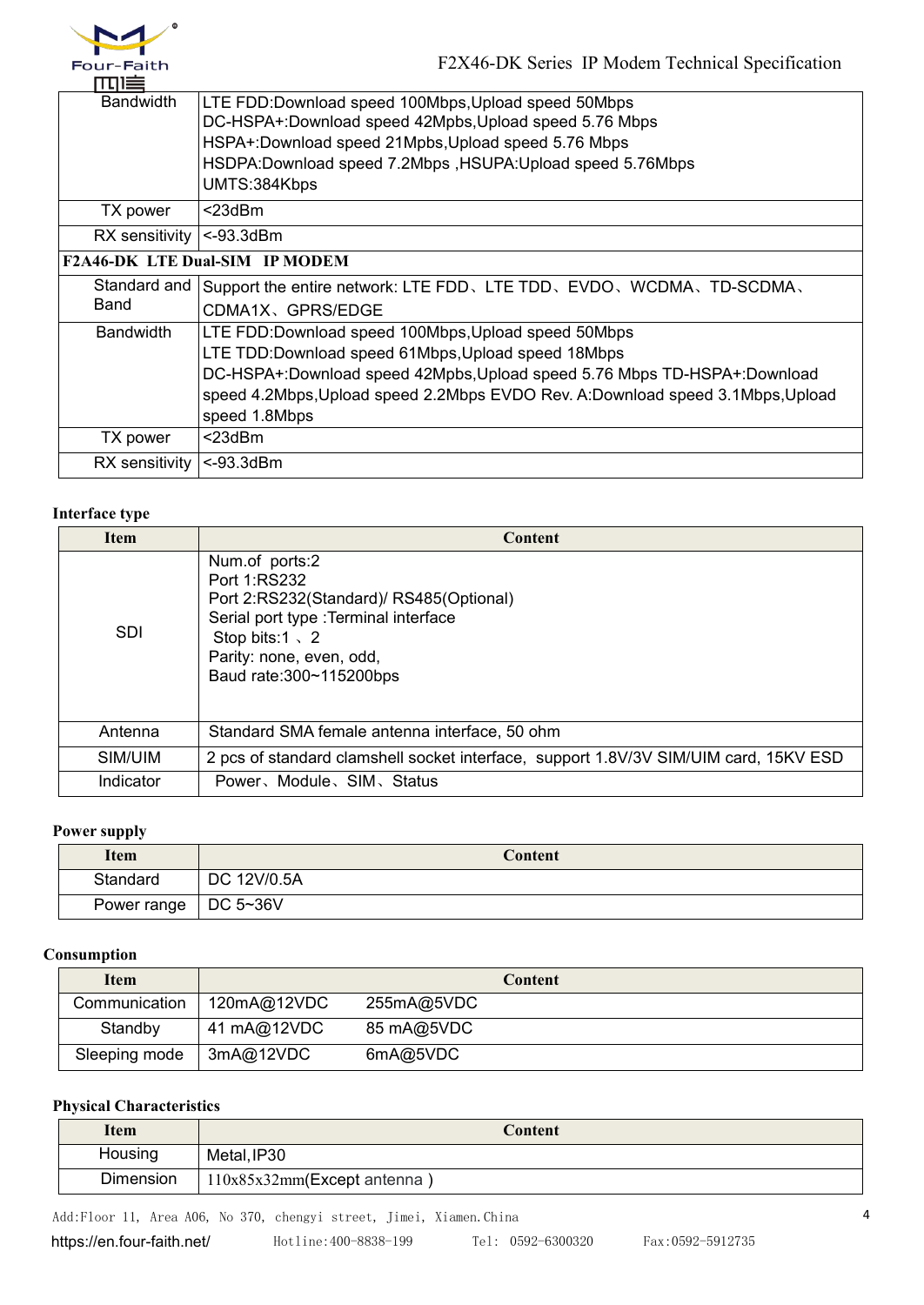| | |
|---|---|
| Bandwidth | LTE FDD:Download speed 100Mbps,Upload speed 50Mbps<br>DC-HSPA+:Download speed 42Mpbs,Upload speed 5.76 Mbps<br>HSPA+:Download speed 21Mpbs,Upload speed 5.76 Mbps<br>HSDPA:Download speed 7.2Mbps ,HSUPA:Upload speed 5.76Mbps<br>UMTS:384Kbps |
| TX power | <23dBm |
| RX sensitivity | <-93.3dBm |
| **F2A46-DK LTE Dual-SIM IP MODEM** | |
| Standard and Band | Support the entire network: LTE FDD、LTE TDD、EVDO、WCDMA、TD-SCDMA、CDMA1X、GPRS/EDGE |
| Bandwidth | LTE FDD:Download speed 100Mbps,Upload speed 50Mbps<br>LTE TDD:Download speed 61Mbps,Upload speed 18Mbps<br>DC-HSPA+:Download speed 42Mpbs,Upload speed 5.76 Mbps TD-HSPA+:Download speed 4.2Mbps,Upload speed 2.2Mbps EVDO Rev. A:Download speed 3.1Mbps,Upload speed 1.8Mbps |
| TX power | <23dBm |
| RX sensitivity | <-93.3dBm |

**Interface type**

| Item | Content |
|---|---|
| SDI | Num.of ports:2<br>Port 1:RS232<br>Port 2:RS232(Standard)/ RS485(Optional)<br>Serial port type :Terminal interface<br>Stop bits:1 、2<br>Parity: none, even, odd,<br>Baud rate:300~115200bps |
| Antenna | Standard SMA female antenna interface, 50 ohm |
| SIM/UIM | 2 pcs of standard clamshell socket interface, support 1.8V/3V SIM/UIM card, 15KV ESD |
| Indicator | Power、Module、SIM、Status |

**Power supply**

| Item | Content |
|---|---|
| Standard | DC 12V/0.5A |
| Power range | DC 5~36V |

**Consumption**

| Item | Content | |
|---|---|---|
| Communication | 120mA@12VDC | 255mA@5VDC |
| Standby | 41 mA@12VDC | 85 mA@5VDC |
| Sleeping mode | 3mA@12VDC | 6mA@5VDC |

**Physical Characteristics**

| Item | Content |
|---|---|
| Housing | Metal,IP30 |
| Dimension | 110x85x32mm(Except antenna ) |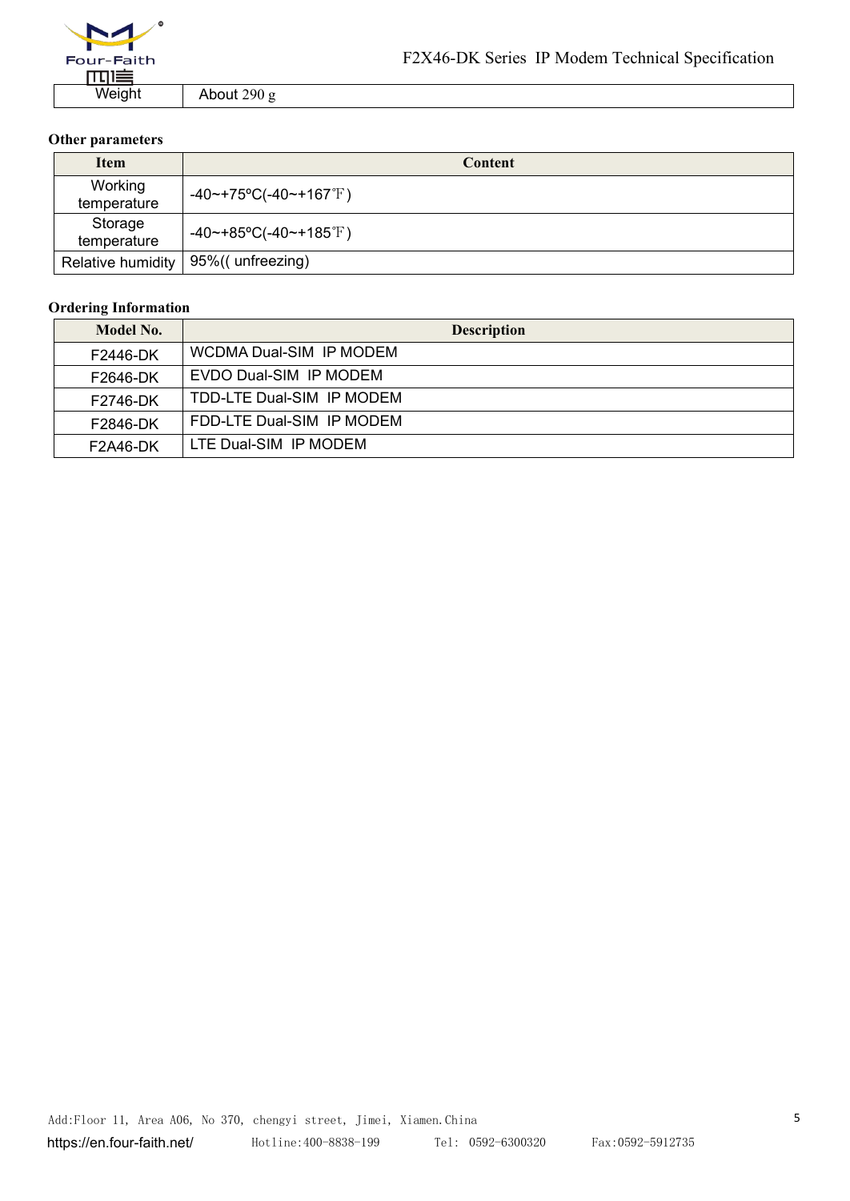| | |
|---|---|
| Weight | About 290 g |

**Other parameters**

| Item | Content |
|---|---|
| Working temperature | -40~+75ºC(-40~+167℉) |
| Storage temperature | -40~+85ºC(-40~+185℉) |
| Relative humidity | 95%(( unfreezing) |

**Ordering Information**

| Model No. | Description |
|---|---|
| F2446-DK | WCDMA Dual-SIM IP MODEM |
| F2646-DK | EVDO Dual-SIM IP MODEM |
| F2746-DK | TDD-LTE Dual-SIM IP MODEM |
| F2846-DK | FDD-LTE Dual-SIM IP MODEM |
| F2A46-DK | LTE Dual-SIM IP MODEM |